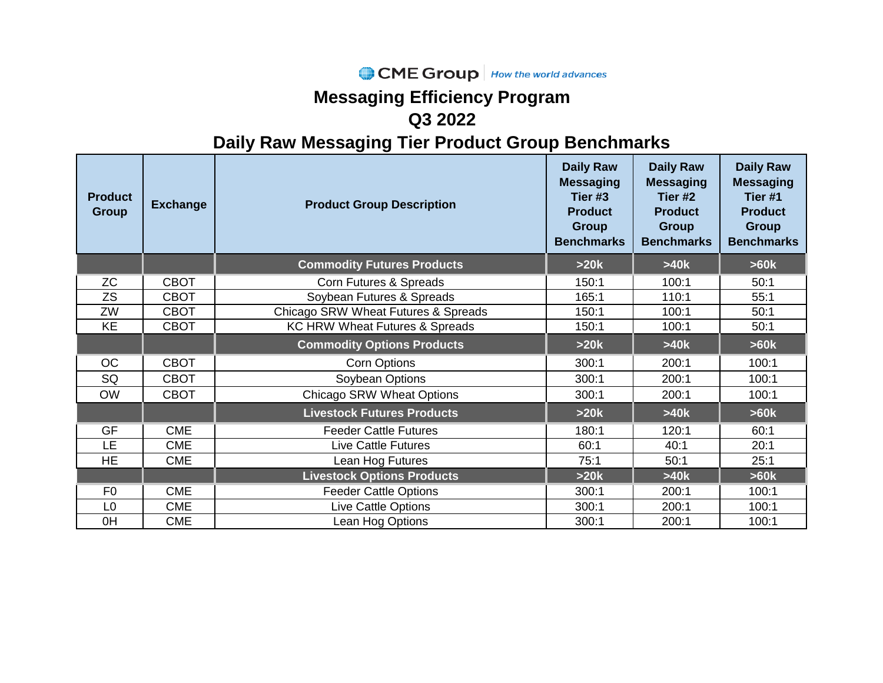CME Group *How the world advances*

# Messaging Efficiency Program

## Q3 2022

## Daily Raw Messaging Tier Product Group Benchmarks

| Product Group | Exchange | Product Group Description | Daily Raw Messaging Tier #3 Product Group Benchmarks | Daily Raw Messaging Tier #2 Product Group Benchmarks | Daily Raw Messaging Tier #1 Product Group Benchmarks |
|---|---|---|---|---|---|
| | | **Commodity Futures Products** | **>20k** | **>40k** | **>60k** |
| ZC | CBOT | Corn Futures & Spreads | 150:1 | 100:1 | 50:1 |
| ZS | CBOT | Soybean Futures & Spreads | 165:1 | 110:1 | 55:1 |
| ZW | CBOT | Chicago SRW Wheat Futures & Spreads | 150:1 | 100:1 | 50:1 |
| KE | CBOT | KC HRW Wheat Futures & Spreads | 150:1 | 100:1 | 50:1 |
| | | **Commodity Options Products** | **>20k** | **>40k** | **>60k** |
| OC | CBOT | Corn Options | 300:1 | 200:1 | 100:1 |
| SQ | CBOT | Soybean Options | 300:1 | 200:1 | 100:1 |
| OW | CBOT | Chicago SRW Wheat Options | 300:1 | 200:1 | 100:1 |
| | | **Livestock Futures Products** | **>20k** | **>40k** | **>60k** |
| GF | CME | Feeder Cattle Futures | 180:1 | 120:1 | 60:1 |
| LE | CME | Live Cattle Futures | 60:1 | 40:1 | 20:1 |
| HE | CME | Lean Hog Futures | 75:1 | 50:1 | 25:1 |
| | | **Livestock Options Products** | **>20k** | **>40k** | **>60k** |
| F0 | CME | Feeder Cattle Options | 300:1 | 200:1 | 100:1 |
| L0 | CME | Live Cattle Options | 300:1 | 200:1 | 100:1 |
| 0H | CME | Lean Hog Options | 300:1 | 200:1 | 100:1 |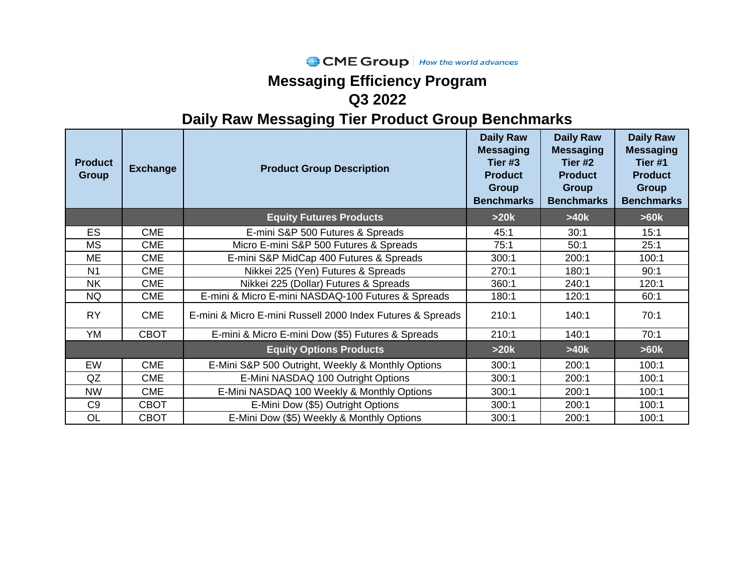CME Group | How the world advances

# Messaging Efficiency Program

## Q3 2022

## Daily Raw Messaging Tier Product Group Benchmarks

| Product Group | Exchange | Product Group Description | Daily Raw Messaging Tier #3 Product Group Benchmarks | Daily Raw Messaging Tier #2 Product Group Benchmarks | Daily Raw Messaging Tier #1 Product Group Benchmarks |
|---|---|---|---|---|---|
| | | **Equity Futures Products** | **>20k** | **>40k** | **>60k** |
| ES | CME | E-mini S&P 500 Futures & Spreads | 45:1 | 30:1 | 15:1 |
| MS | CME | Micro E-mini S&P 500 Futures & Spreads | 75:1 | 50:1 | 25:1 |
| ME | CME | E-mini S&P MidCap 400 Futures & Spreads | 300:1 | 200:1 | 100:1 |
| N1 | CME | Nikkei 225 (Yen) Futures & Spreads | 270:1 | 180:1 | 90:1 |
| NK | CME | Nikkei 225 (Dollar) Futures & Spreads | 360:1 | 240:1 | 120:1 |
| NQ | CME | E-mini & Micro E-mini NASDAQ-100 Futures & Spreads | 180:1 | 120:1 | 60:1 |
| RY | CME | E-mini & Micro E-mini Russell 2000 Index Futures & Spreads | 210:1 | 140:1 | 70:1 |
| YM | CBOT | E-mini & Micro E-mini Dow ($5) Futures & Spreads | 210:1 | 140:1 | 70:1 |
| | | **Equity Options Products** | **>20k** | **>40k** | **>60k** |
| EW | CME | E-Mini S&P 500 Outright, Weekly & Monthly Options | 300:1 | 200:1 | 100:1 |
| QZ | CME | E-Mini NASDAQ 100 Outright Options | 300:1 | 200:1 | 100:1 |
| NW | CME | E-Mini NASDAQ 100 Weekly & Monthly Options | 300:1 | 200:1 | 100:1 |
| C9 | CBOT | E-Mini Dow ($5) Outright Options | 300:1 | 200:1 | 100:1 |
| OL | CBOT | E-Mini Dow ($5) Weekly & Monthly Options | 300:1 | 200:1 | 100:1 |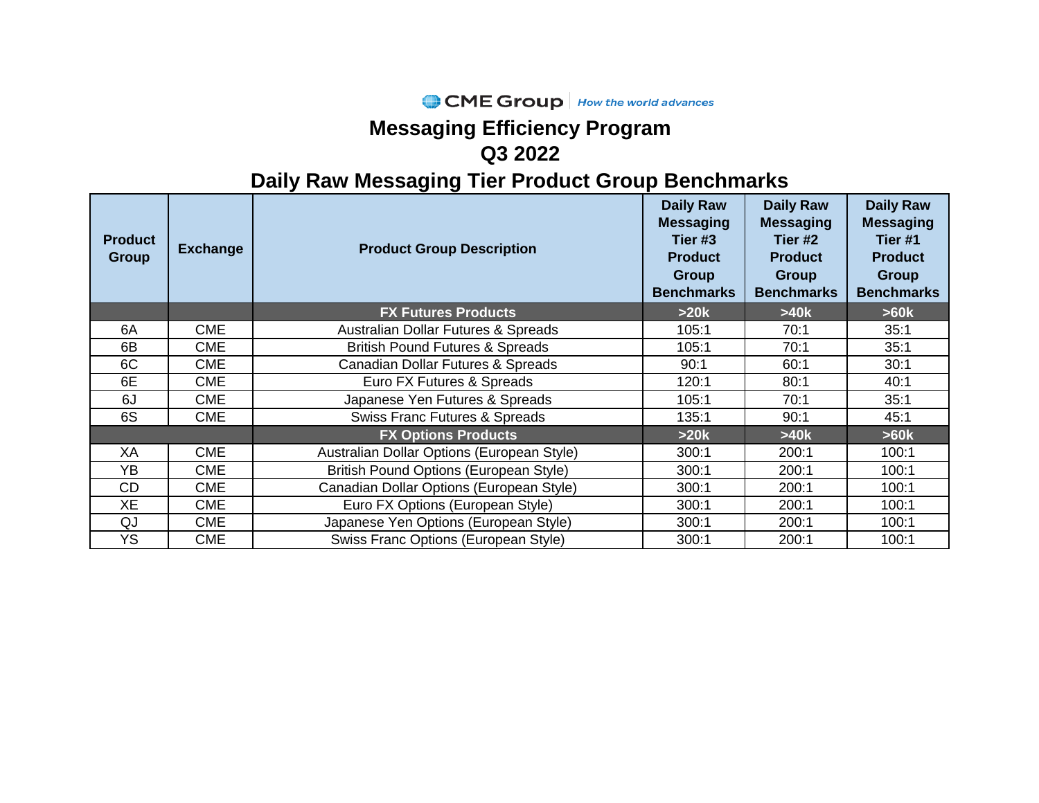CME Group | How the world advances

# Messaging Efficiency Program

## Q3 2022

## Daily Raw Messaging Tier Product Group Benchmarks

| Product Group | Exchange | Product Group Description | Daily Raw Messaging Tier #3 Product Group Benchmarks | Daily Raw Messaging Tier #2 Product Group Benchmarks | Daily Raw Messaging Tier #1 Product Group Benchmarks |
|---|---|---|---|---|---|
| | | **FX Futures Products** | **>20k** | **>40k** | **>60k** |
| 6A | CME | Australian Dollar Futures & Spreads | 105:1 | 70:1 | 35:1 |
| 6B | CME | British Pound Futures & Spreads | 105:1 | 70:1 | 35:1 |
| 6C | CME | Canadian Dollar Futures & Spreads | 90:1 | 60:1 | 30:1 |
| 6E | CME | Euro FX Futures & Spreads | 120:1 | 80:1 | 40:1 |
| 6J | CME | Japanese Yen Futures & Spreads | 105:1 | 70:1 | 35:1 |
| 6S | CME | Swiss Franc Futures & Spreads | 135:1 | 90:1 | 45:1 |
| | | **FX Options Products** | **>20k** | **>40k** | **>60k** |
| XA | CME | Australian Dollar Options (European Style) | 300:1 | 200:1 | 100:1 |
| YB | CME | British Pound Options (European Style) | 300:1 | 200:1 | 100:1 |
| CD | CME | Canadian Dollar Options (European Style) | 300:1 | 200:1 | 100:1 |
| XE | CME | Euro FX Options (European Style) | 300:1 | 200:1 | 100:1 |
| QJ | CME | Japanese Yen Options (European Style) | 300:1 | 200:1 | 100:1 |
| YS | CME | Swiss Franc Options (European Style) | 300:1 | 200:1 | 100:1 |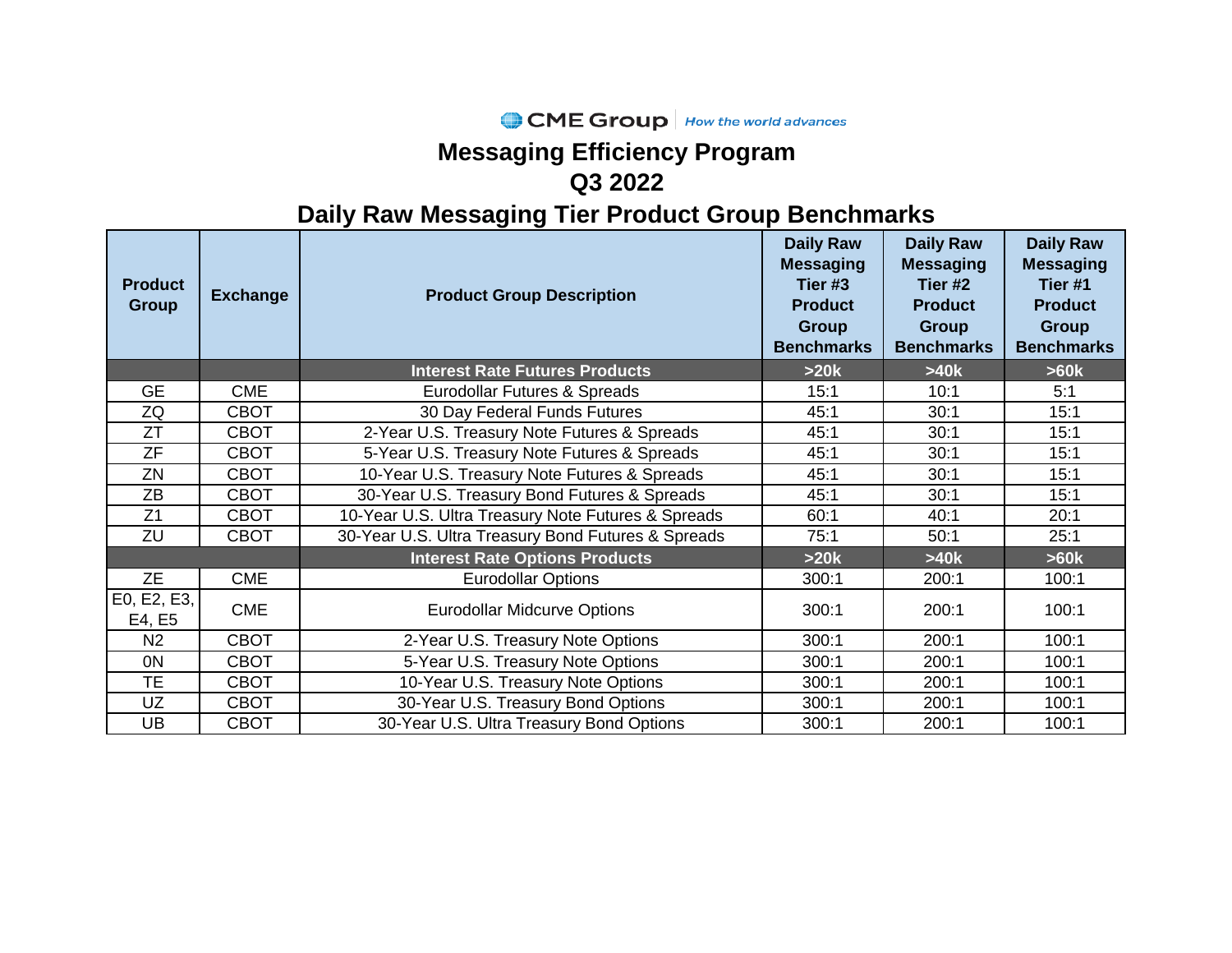CME Group | How the world advances

# Messaging Efficiency Program

## Q3 2022

## Daily Raw Messaging Tier Product Group Benchmarks

| Product Group | Exchange | Product Group Description | Daily Raw Messaging Tier #3 Product Group Benchmarks | Daily Raw Messaging Tier #2 Product Group Benchmarks | Daily Raw Messaging Tier #1 Product Group Benchmarks |
|---|---|---|---|---|---|
| | | **Interest Rate Futures Products** | **>20k** | **>40k** | **>60k** |
| GE | CME | Eurodollar Futures & Spreads | 15:1 | 10:1 | 5:1 |
| ZQ | CBOT | 30 Day Federal Funds Futures | 45:1 | 30:1 | 15:1 |
| ZT | CBOT | 2-Year U.S. Treasury Note Futures & Spreads | 45:1 | 30:1 | 15:1 |
| ZF | CBOT | 5-Year U.S. Treasury Note Futures & Spreads | 45:1 | 30:1 | 15:1 |
| ZN | CBOT | 10-Year U.S. Treasury Note Futures & Spreads | 45:1 | 30:1 | 15:1 |
| ZB | CBOT | 30-Year U.S. Treasury Bond Futures & Spreads | 45:1 | 30:1 | 15:1 |
| Z1 | CBOT | 10-Year U.S. Ultra Treasury Note Futures & Spreads | 60:1 | 40:1 | 20:1 |
| ZU | CBOT | 30-Year U.S. Ultra Treasury Bond Futures & Spreads | 75:1 | 50:1 | 25:1 |
| | | **Interest Rate Options Products** | **>20k** | **>40k** | **>60k** |
| ZE | CME | Eurodollar Options | 300:1 | 200:1 | 100:1 |
| E0, E2, E3, E4, E5 | CME | Eurodollar Midcurve Options | 300:1 | 200:1 | 100:1 |
| N2 | CBOT | 2-Year U.S. Treasury Note Options | 300:1 | 200:1 | 100:1 |
| 0N | CBOT | 5-Year U.S. Treasury Note Options | 300:1 | 200:1 | 100:1 |
| TE | CBOT | 10-Year U.S. Treasury Note Options | 300:1 | 200:1 | 100:1 |
| UZ | CBOT | 30-Year U.S. Treasury Bond Options | 300:1 | 200:1 | 100:1 |
| UB | CBOT | 30-Year U.S. Ultra Treasury Bond Options | 300:1 | 200:1 | 100:1 |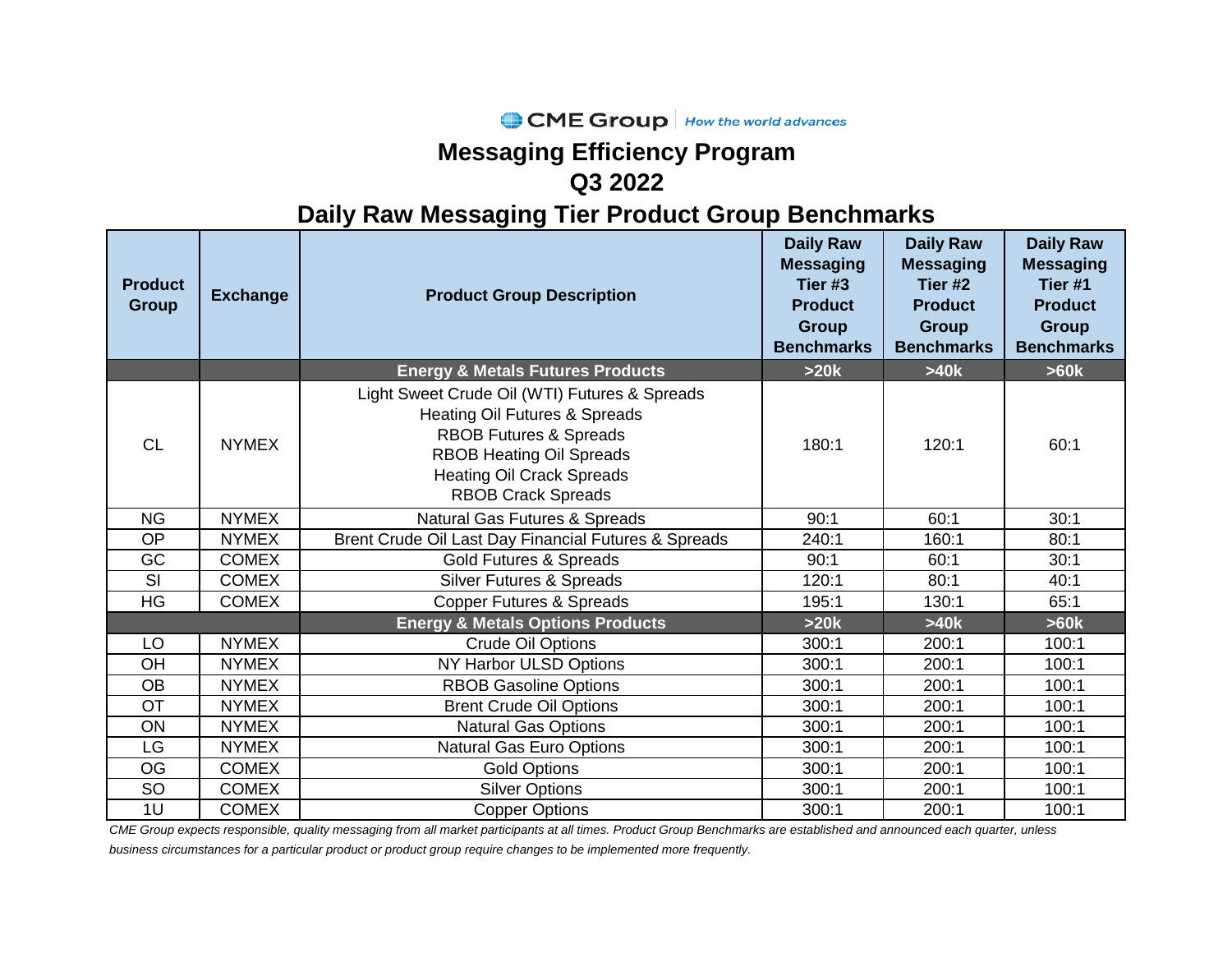CME Group | How the world advances

# Messaging Efficiency Program

# Q3 2022

## Daily Raw Messaging Tier Product Group Benchmarks

| Product Group | Exchange | Product Group Description | Daily Raw Messaging Tier #3 Product Group Benchmarks | Daily Raw Messaging Tier #2 Product Group Benchmarks | Daily Raw Messaging Tier #1 Product Group Benchmarks |
|---|---|---|---|---|---|
| | | **Energy & Metals Futures Products** | **>20k** | **>40k** | **>60k** |
| CL | NYMEX | Light Sweet Crude Oil (WTI) Futures & Spreads<br>Heating Oil Futures & Spreads<br>RBOB Futures & Spreads<br>RBOB Heating Oil Spreads<br>Heating Oil Crack Spreads<br>RBOB Crack Spreads | 180:1 | 120:1 | 60:1 |
| NG | NYMEX | Natural Gas Futures & Spreads | 90:1 | 60:1 | 30:1 |
| OP | NYMEX | Brent Crude Oil Last Day Financial Futures & Spreads | 240:1 | 160:1 | 80:1 |
| GC | COMEX | Gold Futures & Spreads | 90:1 | 60:1 | 30:1 |
| SI | COMEX | Silver Futures & Spreads | 120:1 | 80:1 | 40:1 |
| HG | COMEX | Copper Futures & Spreads | 195:1 | 130:1 | 65:1 |
| | | **Energy & Metals Options Products** | **>20k** | **>40k** | **>60k** |
| LO | NYMEX | Crude Oil Options | 300:1 | 200:1 | 100:1 |
| OH | NYMEX | NY Harbor ULSD Options | 300:1 | 200:1 | 100:1 |
| OB | NYMEX | RBOB Gasoline Options | 300:1 | 200:1 | 100:1 |
| OT | NYMEX | Brent Crude Oil Options | 300:1 | 200:1 | 100:1 |
| ON | NYMEX | Natural Gas Options | 300:1 | 200:1 | 100:1 |
| LG | NYMEX | Natural Gas Euro Options | 300:1 | 200:1 | 100:1 |
| OG | COMEX | Gold Options | 300:1 | 200:1 | 100:1 |
| SO | COMEX | Silver Options | 300:1 | 200:1 | 100:1 |
| 1U | COMEX | Copper Options | 300:1 | 200:1 | 100:1 |

*CME Group expects responsible, quality messaging from all market participants at all times. Product Group Benchmarks are established and announced each quarter, unless business circumstances for a particular product or product group require changes to be implemented more frequently.*